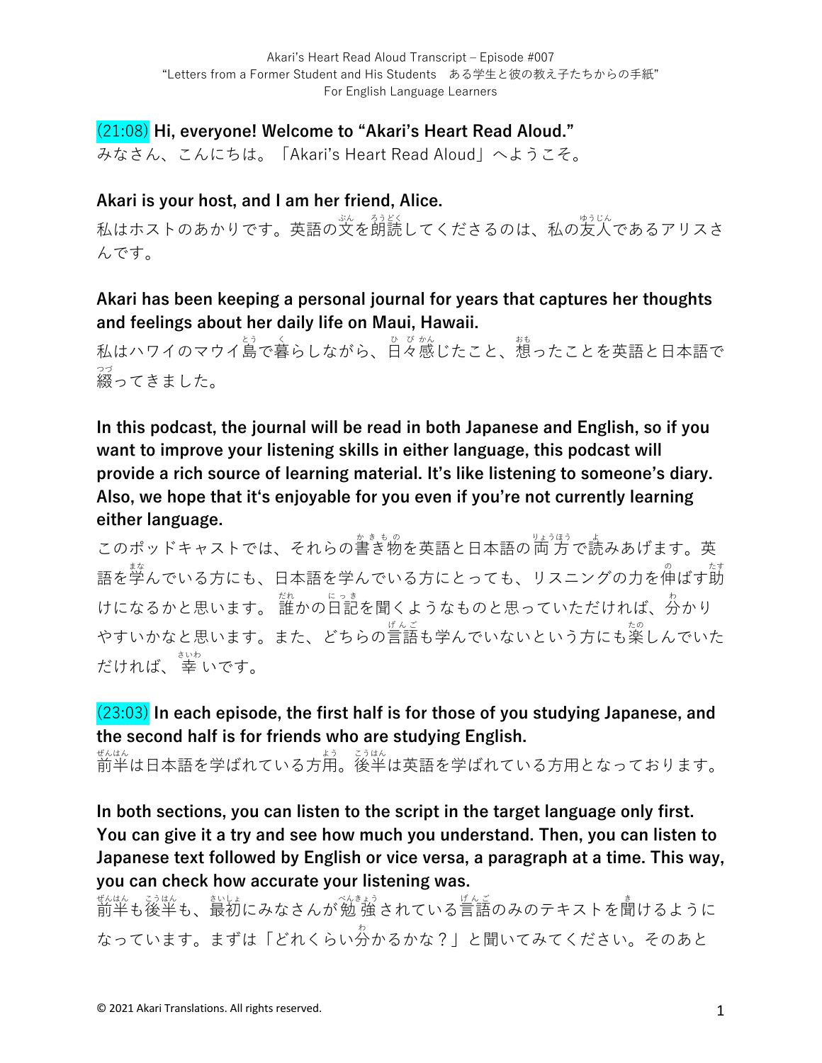Akari's Heart Read Aloud Transcript – Episode #007
"Letters from a Former Student and His Students　ある学生と彼の教え子たちからの手紙"
For English Language Learners

(21:08) **Hi, everyone! Welcome to "Akari's Heart Read Aloud."**
みなさん、こんにちは。「Akari's Heart Read Aloud」へようこそ。

**Akari is your host, and I am her friend, Alice.**
私はホストのあかりです。英語の文を朗読してくださるのは、私の友人であるアリスさんです。

**Akari has been keeping a personal journal for years that captures her thoughts and feelings about her daily life on Maui, Hawaii.**
私はハワイのマウイ島で暮らしながら、日々感じたこと、想ったことを英語と日本語で綴ってきました。

**In this podcast, the journal will be read in both Japanese and English, so if you want to improve your listening skills in either language, this podcast will provide a rich source of learning material. It's like listening to someone's diary. Also, we hope that it's enjoyable for you even if you're not currently learning either language.**
このポッドキャストでは、それらの書き物を英語と日本語の両方で読みあげます。英語を学んでいる方にも、日本語を学んでいる方にとっても、リスニングの力を伸ばす助けになるかと思います。 誰かの日記を聞くようなものと思っていただければ、分かりやすいかなと思います。また、どちらの言語も学んでいないという方にも楽しんでいただければ、幸いです。

(23:03) **In each episode, the first half is for those of you studying Japanese, and the second half is for friends who are studying English.**
前半は日本語を学ばれている方用。後半は英語を学ばれている方用となっております。

**In both sections, you can listen to the script in the target language only first. You can give it a try and see how much you understand. Then, you can listen to Japanese text followed by English or vice versa, a paragraph at a time. This way, you can check how accurate your listening was.**
前半も後半も、最初にみなさんが勉強されている言語のみのテキストを聞けるようになっています。まずは「どれくらい分かるかな？」と聞いてみてください。そのあと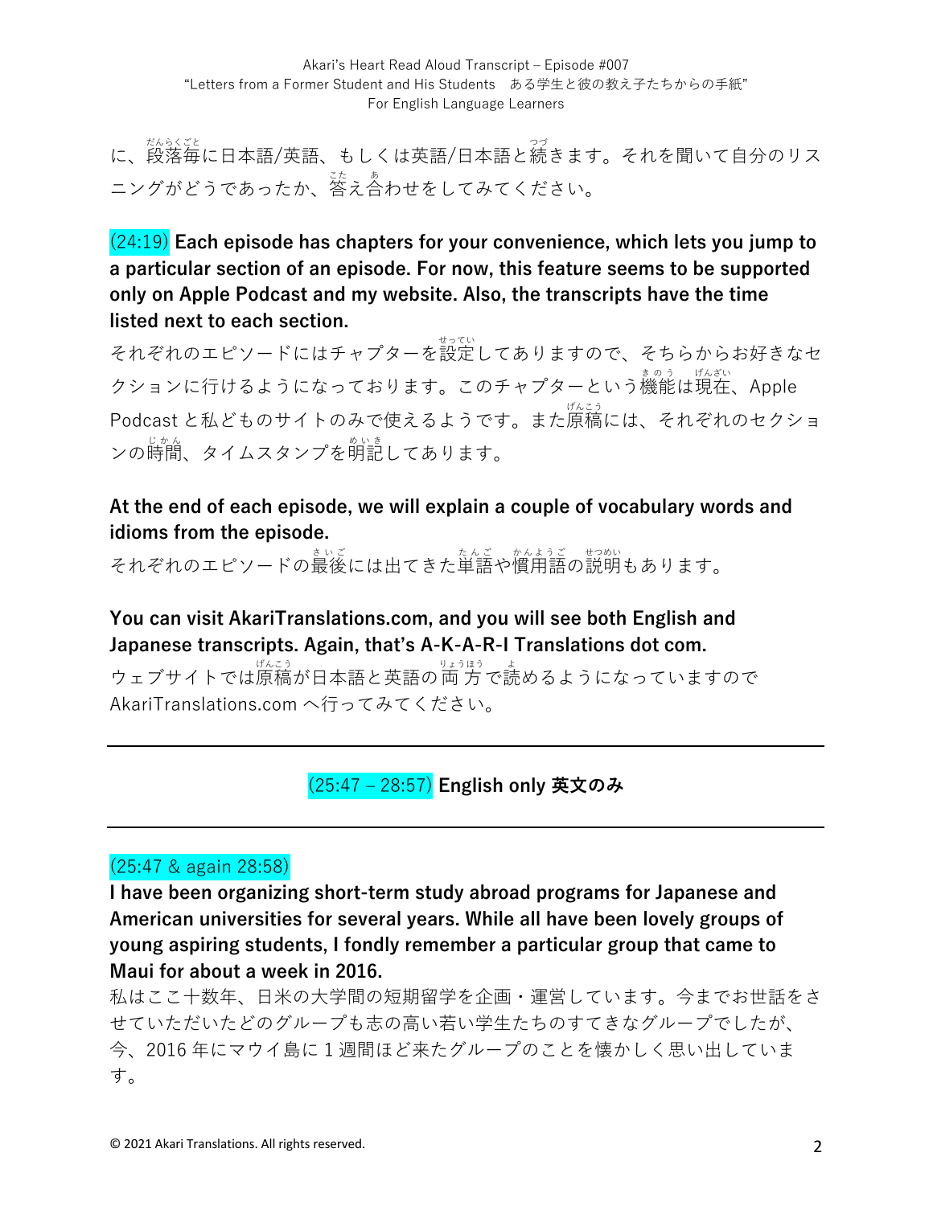に、段落毎に日本語/英語、もしくは英語/日本語と続きます。それを聞いて自分のリスニングがどうであったか、答え合わせをしてみてください。

(24:19) **Each episode has chapters for your convenience, which lets you jump to a particular section of an episode. For now, this feature seems to be supported only on Apple Podcast and my website. Also, the transcripts have the time listed next to each section.**

それぞれのエピソードにはチャプターを設定してありますので、そちらからお好きなセクションに行けるようになっております。このチャプターという機能は現在、Apple Podcast と私どものサイトのみで使えるようです。また原稿には、それぞれのセクションの時間、タイムスタンプを明記してあります。

**At the end of each episode, we will explain a couple of vocabulary words and idioms from the episode.**

それぞれのエピソードの最後には出てきた単語や慣用語の説明もあります。

**You can visit AkariTranslations.com, and you will see both English and Japanese transcripts. Again, that's A-K-A-R-I Translations dot com.**

ウェブサイトでは原稿が日本語と英語の両方で読めるようになっていますので AkariTranslations.com へ行ってみてください。

---

## (25:47 – 28:57) English only 英文のみ

---

(25:47 & again 28:58)

**I have been organizing short-term study abroad programs for Japanese and American universities for several years. While all have been lovely groups of young aspiring students, I fondly remember a particular group that came to Maui for about a week in 2016.**

私はここ十数年、日米の大学間の短期留学を企画・運営しています。今までお世話をさせていただいたどのグループも志の高い若い学生たちのすてきなグループでしたが、今、2016 年にマウイ島に 1 週間ほど来たグループのことを懐かしく思い出しています。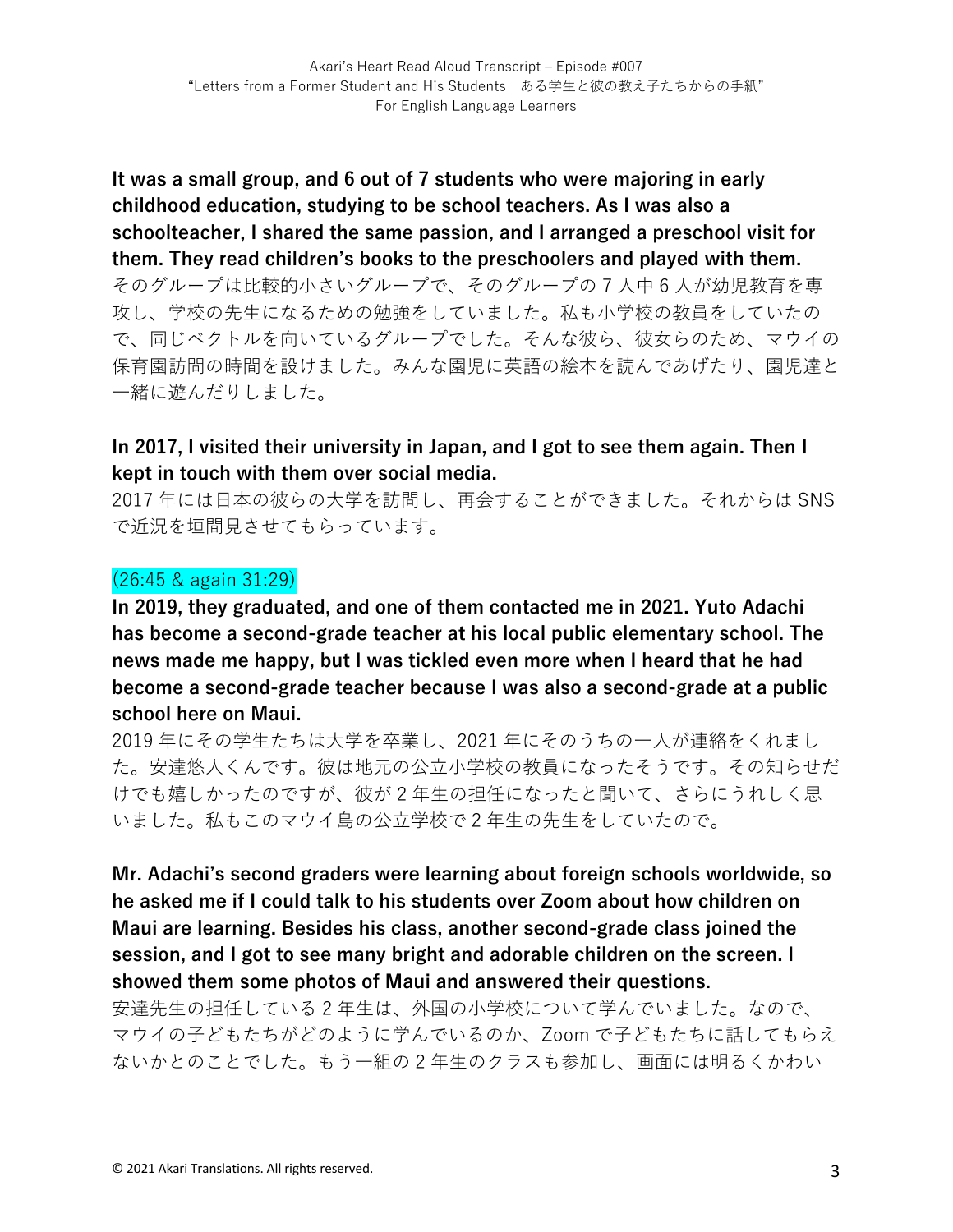**It was a small group, and 6 out of 7 students who were majoring in early childhood education, studying to be school teachers. As I was also a schoolteacher, I shared the same passion, and I arranged a preschool visit for them. They read children's books to the preschoolers and played with them.**
そのグループは比較的小さいグループで、そのグループの 7 人中 6 人が幼児教育を専攻し、学校の先生になるための勉強をしていました。私も小学校の教員をしていたので、同じベクトルを向いているグループでした。そんな彼ら、彼女らのため、マウイの保育園訪問の時間を設けました。みんな園児に英語の絵本を読んであげたり、園児達と一緒に遊んだりしました。

**In 2017, I visited their university in Japan, and I got to see them again. Then I kept in touch with them over social media.**
2017 年には日本の彼らの大学を訪問し、再会することができました。それからは SNS で近況を垣間見させてもらっています。

(26:45 & again 31:29)

**In 2019, they graduated, and one of them contacted me in 2021. Yuto Adachi has become a second-grade teacher at his local public elementary school. The news made me happy, but I was tickled even more when I heard that he had become a second-grade teacher because I was also a second-grade at a public school here on Maui.**
2019 年にその学生たちは大学を卒業し、2021 年にそのうちの一人が連絡をくれました。安達悠人くんです。彼は地元の公立小学校の教員になったそうです。その知らせだけでも嬉しかったのですが、彼が 2 年生の担任になったと聞いて、さらにうれしく思いました。私もこのマウイ島の公立学校で 2 年生の先生をしていたので。

**Mr. Adachi's second graders were learning about foreign schools worldwide, so he asked me if I could talk to his students over Zoom about how children on Maui are learning. Besides his class, another second-grade class joined the session, and I got to see many bright and adorable children on the screen. I showed them some photos of Maui and answered their questions.**
安達先生の担任している 2 年生は、外国の小学校について学んでいました。なので、マウイの子どもたちがどのように学んでいるのか、Zoom で子どもたちに話してもらえないかとのことでした。もう一組の 2 年生のクラスも参加し、画面には明るくかわい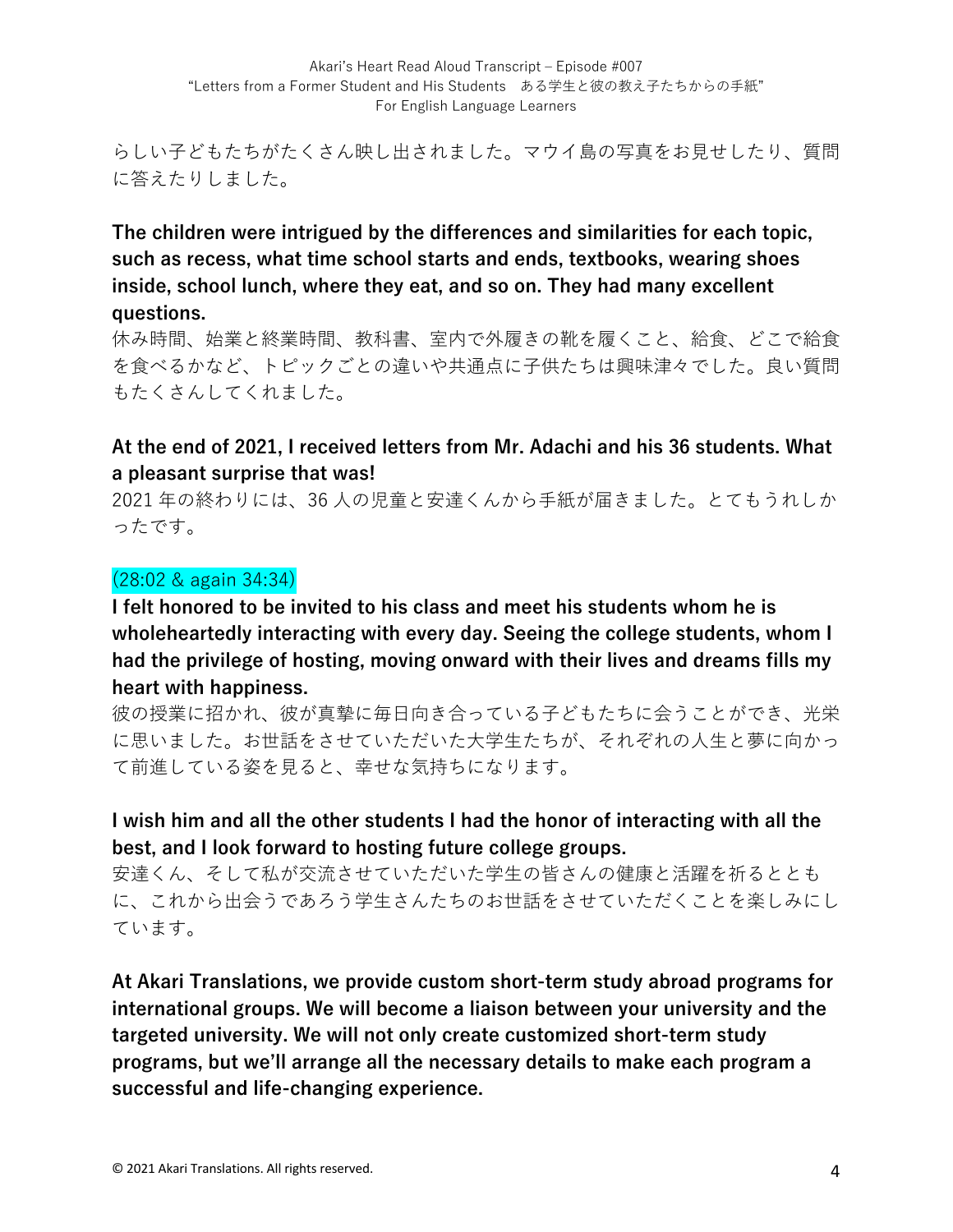らしい子どもたちがたくさん映し出されました。マウイ島の写真をお見せしたり、質問に答えたりしました。

**The children were intrigued by the differences and similarities for each topic, such as recess, what time school starts and ends, textbooks, wearing shoes inside, school lunch, where they eat, and so on. They had many excellent questions.**

休み時間、始業と終業時間、教科書、室内で外履きの靴を履くこと、給食、どこで給食を食べるかなど、トピックごとの違いや共通点に子供たちは興味津々でした。良い質問もたくさんしてくれました。

**At the end of 2021, I received letters from Mr. Adachi and his 36 students. What a pleasant surprise that was!**

2021 年の終わりには、36 人の児童と安達くんから手紙が届きました。とてもうれしかったです。

(28:02 & again 34:34)

**I felt honored to be invited to his class and meet his students whom he is wholeheartedly interacting with every day. Seeing the college students, whom I had the privilege of hosting, moving onward with their lives and dreams fills my heart with happiness.**

彼の授業に招かれ、彼が真摯に毎日向き合っている子どもたちに会うことができ、光栄に思いました。お世話をさせていただいた大学生たちが、それぞれの人生と夢に向かって前進している姿を見ると、幸せな気持ちになります。

**I wish him and all the other students I had the honor of interacting with all the best, and I look forward to hosting future college groups.**

安達くん、そして私が交流させていただいた学生の皆さんの健康と活躍を祈るとともに、これから出会うであろう学生さんたちのお世話をさせていただくことを楽しみにしています。

**At Akari Translations, we provide custom short-term study abroad programs for international groups. We will become a liaison between your university and the targeted university. We will not only create customized short-term study programs, but we'll arrange all the necessary details to make each program a successful and life-changing experience.**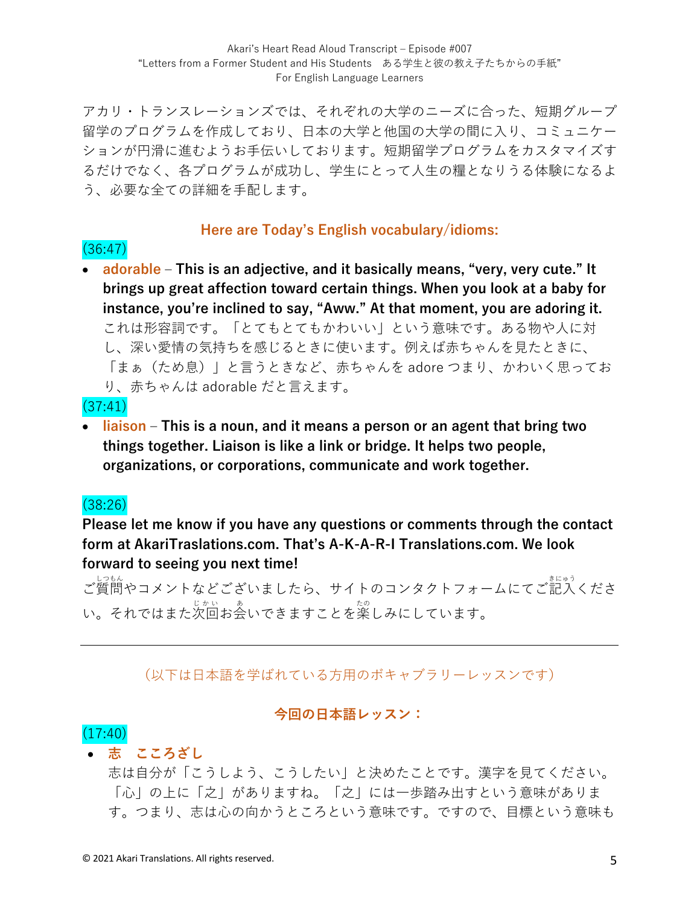アカリ・トランスレーションズでは、それぞれの大学のニーズに合った、短期グループ留学のプログラムを作成しており、日本の大学と他国の大学の間に入り、コミュニケーションが円滑に進むようお手伝いしております。短期留学プログラムをカスタマイズするだけでなく、各プログラムが成功し、学生にとって人生の糧となりうる体験になるよう、必要な全ての詳細を手配します。

### Here are Today's English vocabulary/idioms:

(36:47)

- **adorable – This is an adjective, and it basically means, "very, very cute." It brings up great affection toward certain things. When you look at a baby for instance, you're inclined to say, "Aww." At that moment, you are adoring it.**
  これは形容詞です。「とてもとてもかわいい」という意味です。ある物や人に対し、深い愛情の気持ちを感じるときに使います。例えば赤ちゃんを見たときに、「まぁ（ため息）」と言うときなど、赤ちゃんを adore つまり、かわいく思っており、赤ちゃんは adorable だと言えます。

(37:41)

- **liaison – This is a noun, and it means a person or an agent that bring two things together. Liaison is like a link or bridge. It helps two people, organizations, or corporations, communicate and work together.**

(38:26)

**Please let me know if you have any questions or comments through the contact form at AkariTraslations.com. That's A-K-A-R-I Translations.com. We look forward to seeing you next time!**

ご質問(しつもん)やコメントなどございましたら、サイトのコンタクトフォームにてご記入(きにゅう)ください。それではまた次回(じかい)お会(あ)いできますことを楽(たの)しみにしています。

---

（以下は日本語を学ばれている方用のボキャブラリーレッスンです）

### 今回の日本語レッスン：

(17:40)

- **志　こころざし**
  志は自分が「こうしよう、こうしたい」と決めたことです。漢字を見てください。「心」の上に「之」がありますね。「之」には一歩踏み出すという意味があります。つまり、志は心の向かうところという意味です。ですので、目標という意味も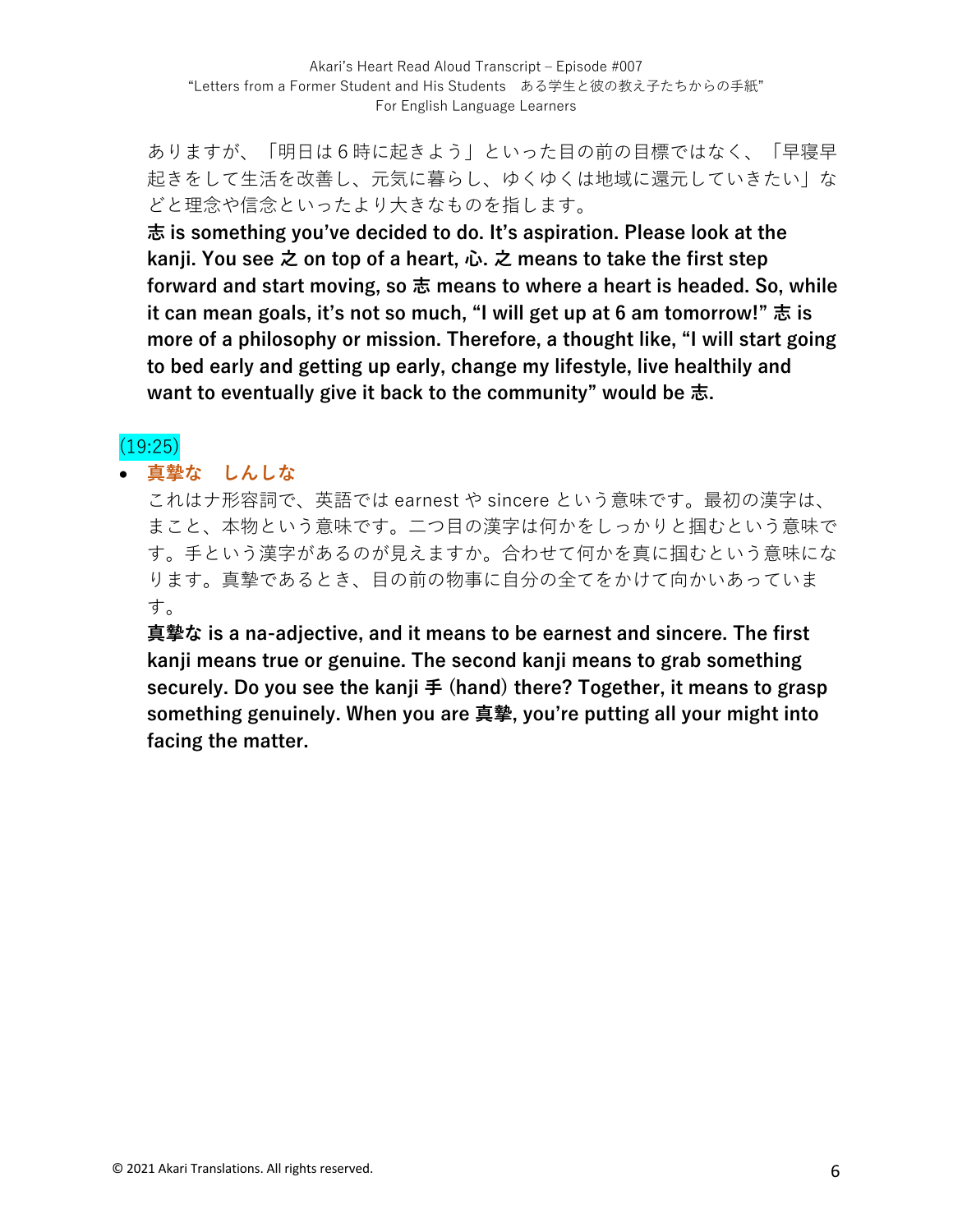ありますが、「明日は６時に起きよう」といった目の前の目標ではなく、「早寝早起きをして生活を改善し、元気に暮らし、ゆくゆくは地域に還元していきたい」などと理念や信念といったより大きなものを指します。

**志 is something you've decided to do. It's aspiration. Please look at the kanji. You see 之 on top of a heart, 心. 之 means to take the first step forward and start moving, so 志 means to where a heart is headed. So, while it can mean goals, it's not so much, "I will get up at 6 am tomorrow!" 志 is more of a philosophy or mission. Therefore, a thought like, "I will start going to bed early and getting up early, change my lifestyle, live healthily and want to eventually give it back to the community" would be 志.**

(19:25)

- **真摯な　しんしな**

  これはナ形容詞で、英語では earnest や sincere という意味です。最初の漢字は、まこと、本物という意味です。二つ目の漢字は何かをしっかりと掴むという意味です。手という漢字があるのが見えますか。合わせて何かを真に掴むという意味になります。真摯であるとき、目の前の物事に自分の全てをかけて向かいあっています。

  **真摯な is a na-adjective, and it means to be earnest and sincere. The first kanji means true or genuine. The second kanji means to grab something securely. Do you see the kanji 手 (hand) there? Together, it means to grasp something genuinely. When you are 真摯, you're putting all your might into facing the matter.**